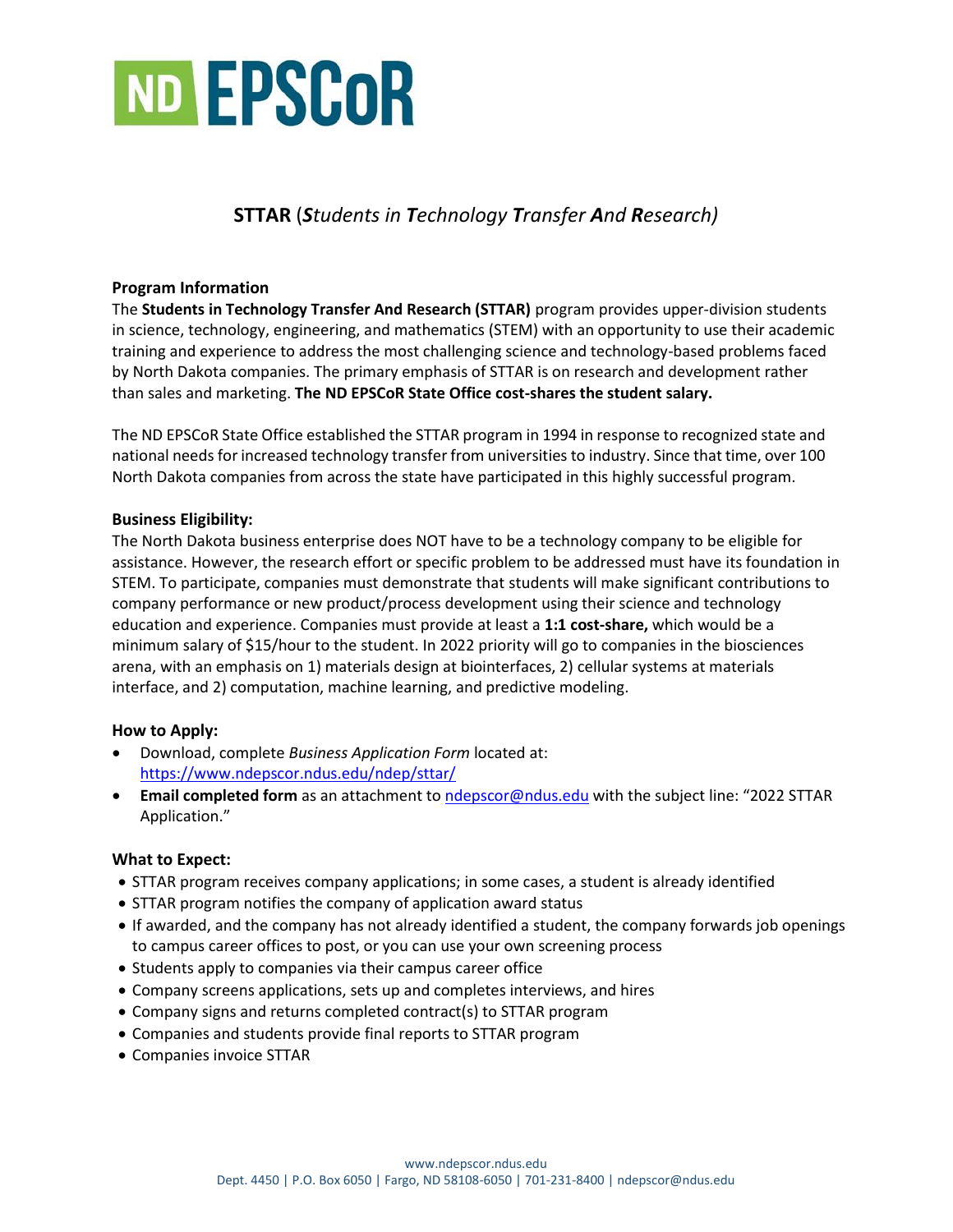# ND EPSCoR

## STTAR (*Students in Technology Transfer And Research*)

### Program Information

The **Students in Technology Transfer And Research (STTAR)** program provides upper-division students in science, technology, engineering, and mathematics (STEM) with an opportunity to use their academic training and experience to address the most challenging science and technology-based problems faced by North Dakota companies. The primary emphasis of STTAR is on research and development rather than sales and marketing. **The ND EPSCoR State Office cost-shares the student salary.**

The ND EPSCoR State Office established the STTAR program in 1994 in response to recognized state and national needs for increased technology transfer from universities to industry. Since that time, over 100 North Dakota companies from across the state have participated in this highly successful program.

### Business Eligibility:

The North Dakota business enterprise does NOT have to be a technology company to be eligible for assistance. However, the research effort or specific problem to be addressed must have its foundation in STEM. To participate, companies must demonstrate that students will make significant contributions to company performance or new product/process development using their science and technology education and experience. Companies must provide at least a **1:1 cost-share,** which would be a minimum salary of $15/hour to the student. In 2022 priority will go to companies in the biosciences arena, with an emphasis on 1) materials design at biointerfaces, 2) cellular systems at materials interface, and 2) computation, machine learning, and predictive modeling.

### How to Apply:

- Download, complete *Business Application Form* located at: https://www.ndepscor.ndus.edu/ndep/sttar/
- **Email completed form** as an attachment to ndepscor@ndus.edu with the subject line: "2022 STTAR Application."

### What to Expect:

- STTAR program receives company applications; in some cases, a student is already identified
- STTAR program notifies the company of application award status
- If awarded, and the company has not already identified a student, the company forwards job openings to campus career offices to post, or you can use your own screening process
- Students apply to companies via their campus career office
- Company screens applications, sets up and completes interviews, and hires
- Company signs and returns completed contract(s) to STTAR program
- Companies and students provide final reports to STTAR program
- Companies invoice STTAR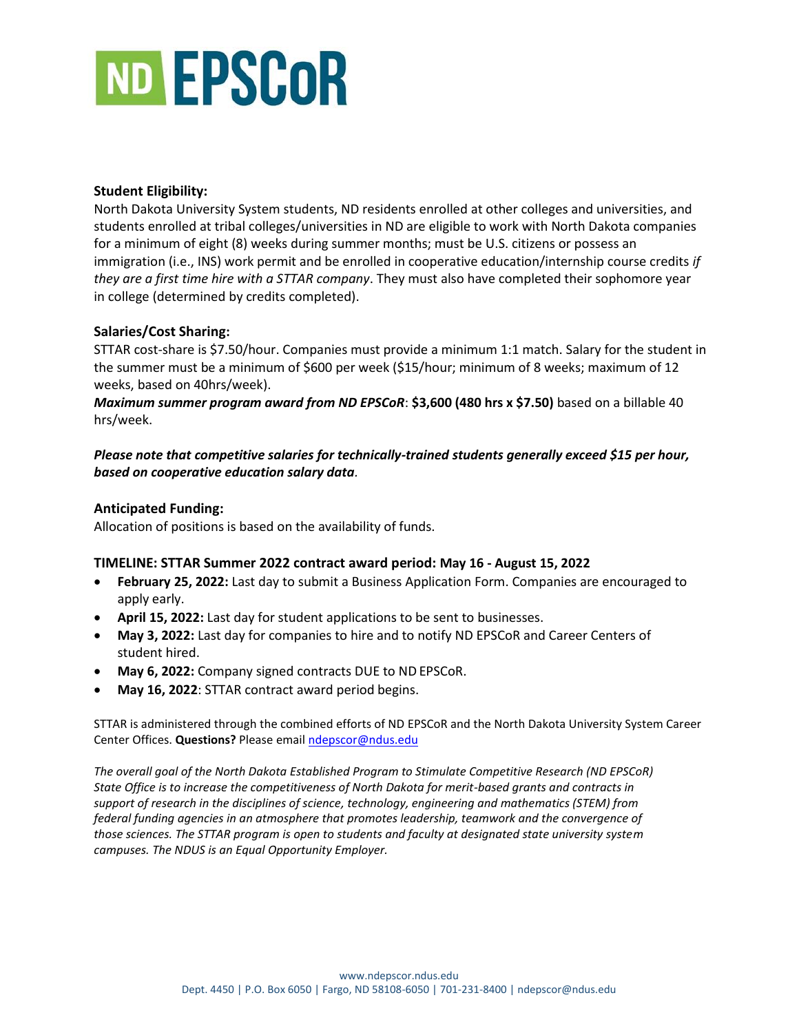# ND EPSCoR

**Student Eligibility:**
North Dakota University System students, ND residents enrolled at other colleges and universities, and students enrolled at tribal colleges/universities in ND are eligible to work with North Dakota companies for a minimum of eight (8) weeks during summer months; must be U.S. citizens or possess an immigration (i.e., INS) work permit and be enrolled in cooperative education/internship course credits *if they are a first time hire with a STTAR company*. They must also have completed their sophomore year in college (determined by credits completed).

**Salaries/Cost Sharing:**
STTAR cost-share is $7.50/hour. Companies must provide a minimum 1:1 match. Salary for the student in the summer must be a minimum of $600 per week ($15/hour; minimum of 8 weeks; maximum of 12 weeks, based on 40hrs/week).
***Maximum summer program award from ND EPSCoR***: **$3,600 (480 hrs x $7.50)** based on a billable 40 hrs/week.

***Please note that competitive salaries for technically-trained students generally exceed $15 per hour, based on cooperative education salary data***.

**Anticipated Funding:**
Allocation of positions is based on the availability of funds.

**TIMELINE: STTAR Summer 2022 contract award period: May 16 - August 15, 2022**

- **February 25, 2022:** Last day to submit a Business Application Form. Companies are encouraged to apply early.
- **April 15, 2022:** Last day for student applications to be sent to businesses.
- **May 3, 2022:** Last day for companies to hire and to notify ND EPSCoR and Career Centers of student hired.
- **May 6, 2022:** Company signed contracts DUE to ND EPSCoR.
- **May 16, 2022**: STTAR contract award period begins.

STTAR is administered through the combined efforts of ND EPSCoR and the North Dakota University System Career Center Offices. **Questions?** Please email ndepscor@ndus.edu

*The overall goal of the North Dakota Established Program to Stimulate Competitive Research (ND EPSCoR) State Office is to increase the competitiveness of North Dakota for merit-based grants and contracts in support of research in the disciplines of science, technology, engineering and mathematics (STEM) from federal funding agencies in an atmosphere that promotes leadership, teamwork and the convergence of those sciences. The STTAR program is open to students and faculty at designated state university system campuses. The NDUS is an Equal Opportunity Employer.*

www.ndepscor.ndus.edu
Dept. 4450 | P.O. Box 6050 | Fargo, ND 58108-6050 | 701-231-8400 | ndepscor@ndus.edu